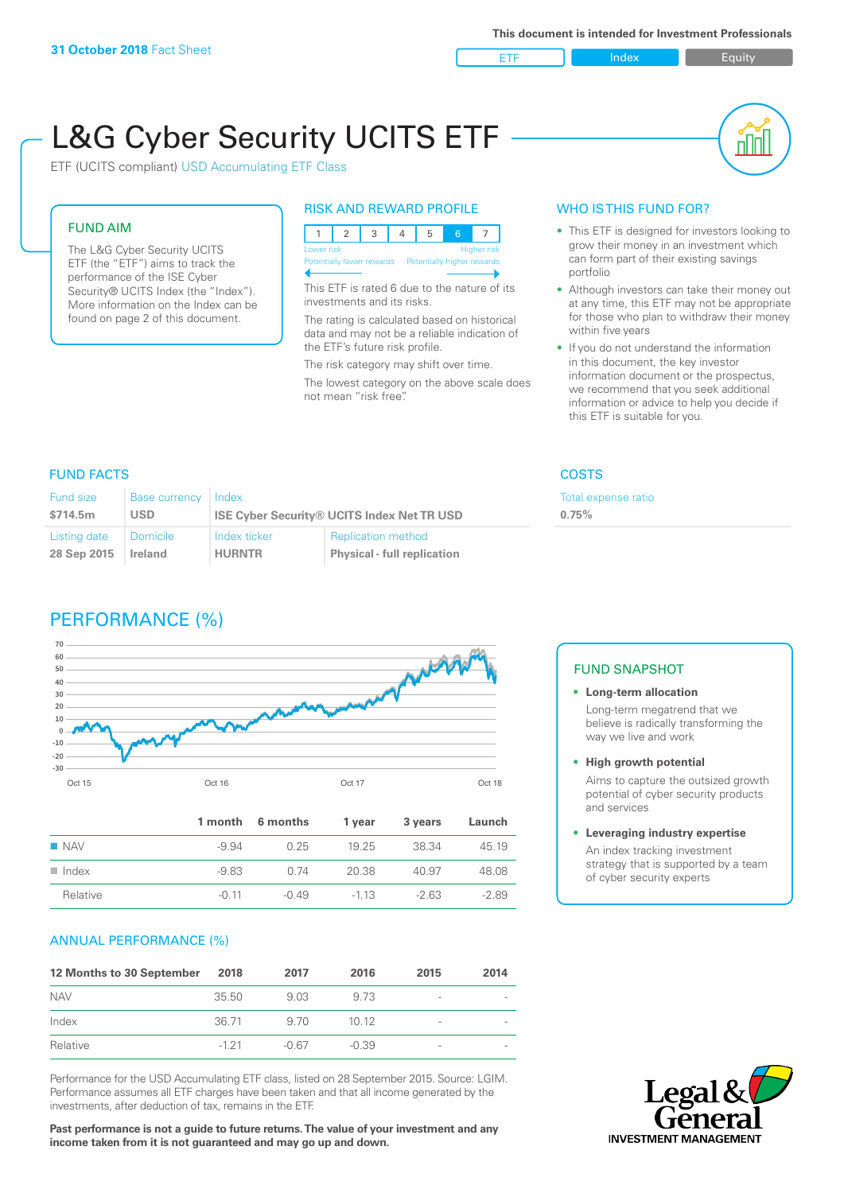**31 October 2018** Fact Sheet

This document is intended for Investment Professionals

ETF | Index | Equity

# L&G Cyber Security UCITS ETF

ETF (UCITS compliant) USD Accumulating ETF Class

## FUND AIM

The L&G Cyber Security UCITS ETF (the "ETF") aims to track the performance of the ISE Cyber Security® UCITS Index (the "Index"). More information on the Index can be found on page 2 of this document.

## RISK AND REWARD PROFILE

| 1 | 2 | 3 | 4 | 5 | 6 | 7 |
|---|---|---|---|---|---|---|

Lower risk — Higher risk

Potentially lower rewards — Potentially higher rewards

This ETF is rated 6 due to the nature of its investments and its risks.

The rating is calculated based on historical data and may not be a reliable indication of the ETF's future risk profile.

The risk category may shift over time.

The lowest category on the above scale does not mean "risk free".

## WHO IS THIS FUND FOR?

- This ETF is designed for investors looking to grow their money in an investment which can form part of their existing savings portfolio
- Although investors can take their money out at any time, this ETF may not be appropriate for those who plan to withdraw their money within five years
- If you do not understand the information in this document, the key investor information document or the prospectus, we recommend that you seek additional information or advice to help you decide if this ETF is suitable for you.

## FUND FACTS

| Fund size | Base currency | Index | |
|---|---|---|---|
| $714.5m | USD | ISE Cyber Security® UCITS Index Net TR USD | |
| **Listing date** | **Domicile** | **Index ticker** | **Replication method** |
| 28 Sep 2015 | Ireland | HURNTR | Physical - full replication |

## COSTS

| Total expense ratio |
|---|
| 0.75% |

## PERFORMANCE (%)

| | 1 month | 6 months | 1 year | 3 years | Launch |
|---|---|---|---|---|---|
| NAV | -9.94 | 0.25 | 19.25 | 38.34 | 45.19 |
| Index | -9.83 | 0.74 | 20.38 | 40.97 | 48.08 |
| Relative | -0.11 | -0.49 | -1.13 | -2.63 | -2.89 |

## FUND SNAPSHOT

- **Long-term allocation**
  Long-term megatrend that we believe is radically transforming the way we live and work
- **High growth potential**
  Aims to capture the outsized growth potential of cyber security products and services
- **Leveraging industry expertise**
  An index tracking investment strategy that is supported by a team of cyber security experts

## ANNUAL PERFORMANCE (%)

| 12 Months to 30 September | 2018 | 2017 | 2016 | 2015 | 2014 |
|---|---|---|---|---|---|
| NAV | 35.50 | 9.03 | 9.73 | - | - |
| Index | 36.71 | 9.70 | 10.12 | - | - |
| Relative | -1.21 | -0.67 | -0.39 | - | - |

Performance for the USD Accumulating ETF class, listed on 28 September 2015. Source: LGIM. Performance assumes all ETF charges have been taken and that all income generated by the investments, after deduction of tax, remains in the ETF.

**Past performance is not a guide to future returns. The value of your investment and any income taken from it is not guaranteed and may go up and down.**

Legal & General INVESTMENT MANAGEMENT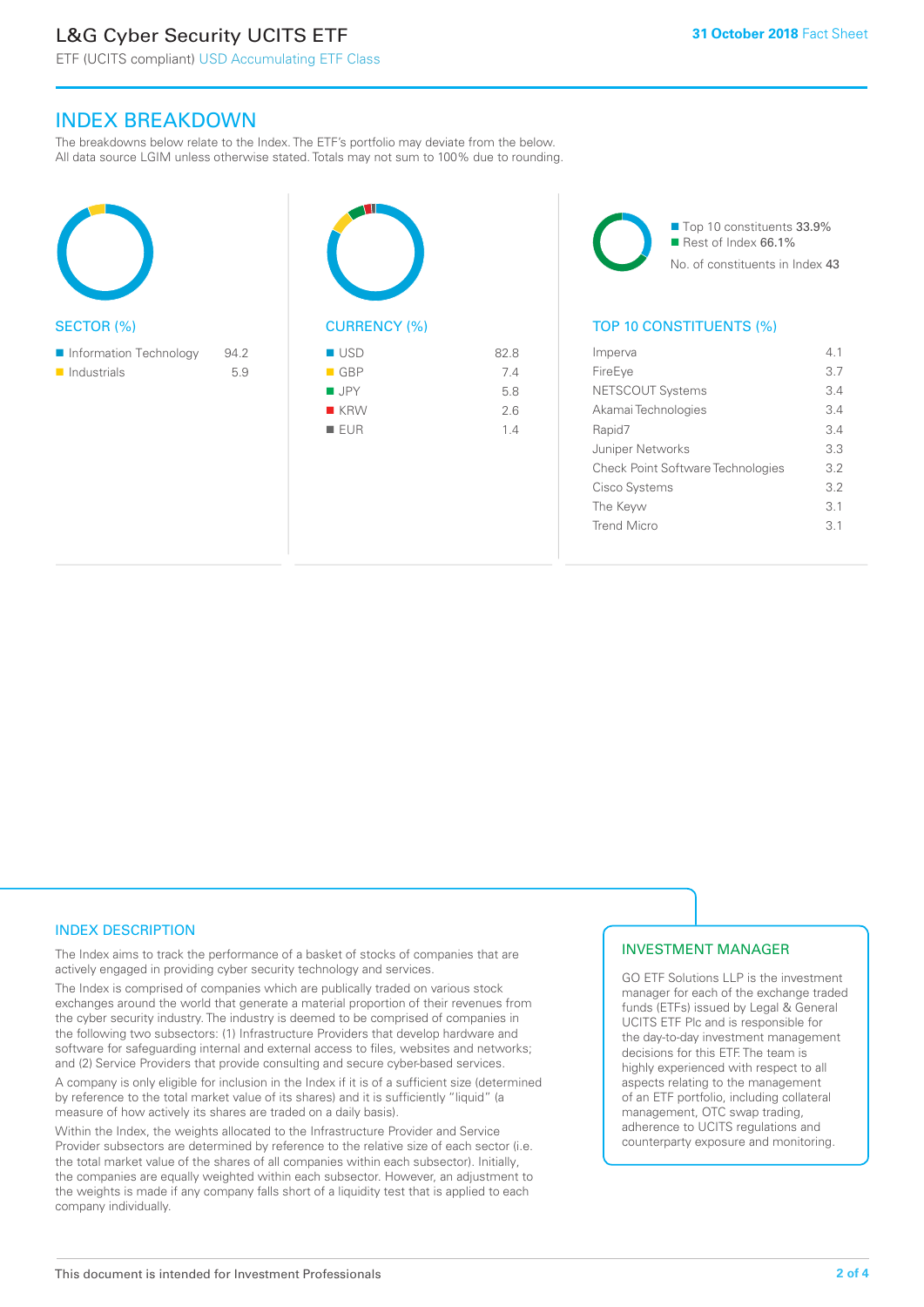## INDEX BREAKDOWN

The breakdowns below relate to the Index. The ETF's portfolio may deviate from the below. All data source LGIM unless otherwise stated. Totals may not sum to 100% due to rounding.

### SECTOR (%)

| Sector | % |
|---|---|
| Information Technology | 94.2 |
| Industrials | 5.9 |

### CURRENCY (%)

| Currency | % |
|---|---|
| USD | 82.8 |
| GBP | 7.4 |
| JPY | 5.8 |
| KRW | 2.6 |
| EUR | 1.4 |

Top 10 constituents 33.9%
Rest of Index 66.1%
No. of constituents in Index 43

### TOP 10 CONSTITUENTS (%)

| Constituent | % |
|---|---|
| Imperva | 4.1 |
| FireEye | 3.7 |
| NETSCOUT Systems | 3.4 |
| Akamai Technologies | 3.4 |
| Rapid7 | 3.4 |
| Juniper Networks | 3.3 |
| Check Point Software Technologies | 3.2 |
| Cisco Systems | 3.2 |
| The Keyw | 3.1 |
| Trend Micro | 3.1 |

## INDEX DESCRIPTION

The Index aims to track the performance of a basket of stocks of companies that are actively engaged in providing cyber security technology and services.

The Index is comprised of companies which are publically traded on various stock exchanges around the world that generate a material proportion of their revenues from the cyber security industry. The industry is deemed to be comprised of companies in the following two subsectors: (1) Infrastructure Providers that develop hardware and software for safeguarding internal and external access to files, websites and networks; and (2) Service Providers that provide consulting and secure cyber-based services.

A company is only eligible for inclusion in the Index if it is of a sufficient size (determined by reference to the total market value of its shares) and it is sufficiently "liquid" (a measure of how actively its shares are traded on a daily basis).

Within the Index, the weights allocated to the Infrastructure Provider and Service Provider subsectors are determined by reference to the relative size of each sector (i.e. the total market value of the shares of all companies within each subsector). Initially, the companies are equally weighted within each subsector. However, an adjustment to the weights is made if any company falls short of a liquidity test that is applied to each company individually.

## INVESTMENT MANAGER

GO ETF Solutions LLP is the investment manager for each of the exchange traded funds (ETFs) issued by Legal & General UCITS ETF Plc and is responsible for the day-to-day investment management decisions for this ETF. The team is highly experienced with respect to all aspects relating to the management of an ETF portfolio, including collateral management, OTC swap trading, adherence to UCITS regulations and counterparty exposure and monitoring.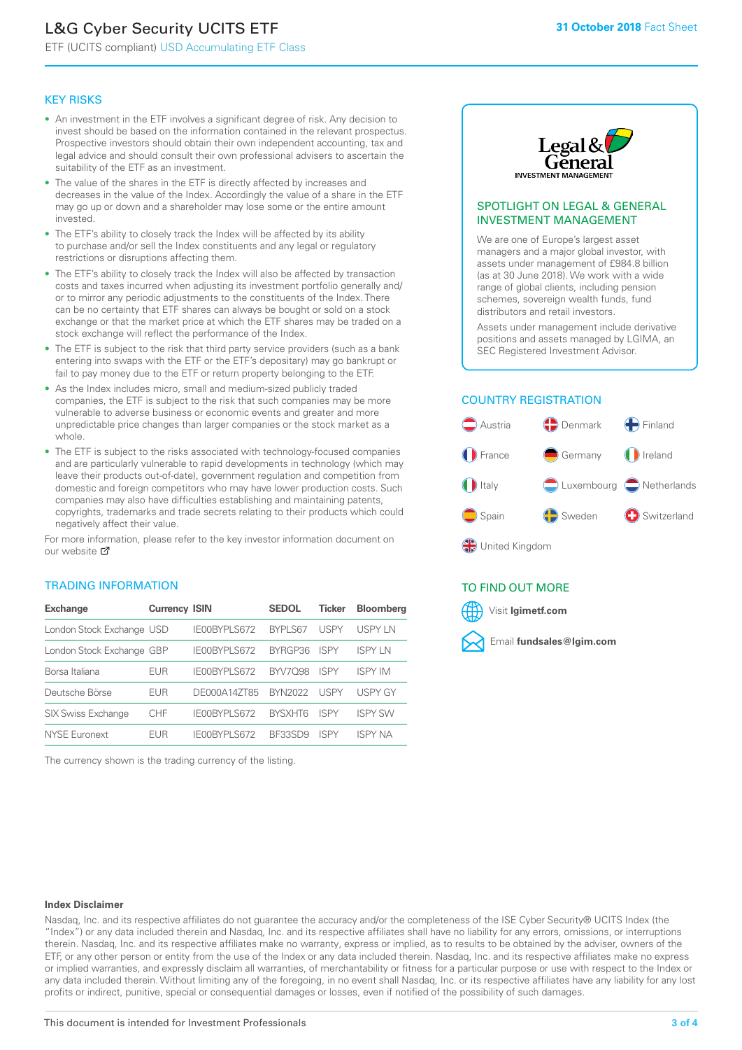# L&G Cyber Security UCITS ETF

ETF (UCITS compliant) USD Accumulating ETF Class

**31 October 2018** Fact Sheet

## KEY RISKS

- An investment in the ETF involves a significant degree of risk. Any decision to invest should be based on the information contained in the relevant prospectus. Prospective investors should obtain their own independent accounting, tax and legal advice and should consult their own professional advisers to ascertain the suitability of the ETF as an investment.
- The value of the shares in the ETF is directly affected by increases and decreases in the value of the Index. Accordingly the value of a share in the ETF may go up or down and a shareholder may lose some or the entire amount invested.
- The ETF's ability to closely track the Index will be affected by its ability to purchase and/or sell the Index constituents and any legal or regulatory restrictions or disruptions affecting them.
- The ETF's ability to closely track the Index will also be affected by transaction costs and taxes incurred when adjusting its investment portfolio generally and/or to mirror any periodic adjustments to the constituents of the Index. There can be no certainty that ETF shares can always be bought or sold on a stock exchange or that the market price at which the ETF shares may be traded on a stock exchange will reflect the performance of the Index.
- The ETF is subject to the risk that third party service providers (such as a bank entering into swaps with the ETF or the ETF's depositary) may go bankrupt or fail to pay money due to the ETF or return property belonging to the ETF.
- As the Index includes micro, small and medium-sized publicly traded companies, the ETF is subject to the risk that such companies may be more vulnerable to adverse business or economic events and greater and more unpredictable price changes than larger companies or the stock market as a whole.
- The ETF is subject to the risks associated with technology-focused companies and are particularly vulnerable to rapid developments in technology (which may leave their products out-of-date), government regulation and competition from domestic and foreign competitors who may have lower production costs. Such companies may also have difficulties establishing and maintaining patents, copyrights, trademarks and trade secrets relating to their products which could negatively affect their value.

For more information, please refer to the key investor information document on our website

## SPOTLIGHT ON LEGAL & GENERAL INVESTMENT MANAGEMENT

We are one of Europe's largest asset managers and a major global investor, with assets under management of £984.8 billion (as at 30 June 2018). We work with a wide range of global clients, including pension schemes, sovereign wealth funds, fund distributors and retail investors.

Assets under management include derivative positions and assets managed by LGIMA, an SEC Registered Investment Advisor.

## COUNTRY REGISTRATION

Austria, Denmark, Finland, France, Germany, Ireland, Italy, Luxembourg, Netherlands, Spain, Sweden, Switzerland, United Kingdom

## TRADING INFORMATION

| Exchange | Currency | ISIN | SEDOL | Ticker | Bloomberg |
|---|---|---|---|---|---|
| London Stock Exchange | USD | IE00BYPLS672 | BYPLS67 | USPY | USPY LN |
| London Stock Exchange | GBP | IE00BYPLS672 | BYRGP36 | ISPY | ISPY LN |
| Borsa Italiana | EUR | IE00BYPLS672 | BYV7Q98 | ISPY | ISPY IM |
| Deutsche Börse | EUR | DE000A14ZT85 | BYN2022 | USPY | USPY GY |
| SIX Swiss Exchange | CHF | IE00BYPLS672 | BYSXHT6 | ISPY | ISPY SW |
| NYSE Euronext | EUR | IE00BYPLS672 | BF33SD9 | ISPY | ISPY NA |

The currency shown is the trading currency of the listing.

## TO FIND OUT MORE

Visit **lgimetf.com**

Email **fundsales@lgim.com**

**Index Disclaimer**

Nasdaq, Inc. and its respective affiliates do not guarantee the accuracy and/or the completeness of the ISE Cyber Security® UCITS Index (the "Index") or any data included therein and Nasdaq, Inc. and its respective affiliates shall have no liability for any errors, omissions, or interruptions therein. Nasdaq, Inc. and its respective affiliates make no warranty, express or implied, as to results to be obtained by the adviser, owners of the ETF, or any other person or entity from the use of the Index or any data included therein. Nasdaq, Inc. and its respective affiliates make no express or implied warranties, and expressly disclaim all warranties, of merchantability or fitness for a particular purpose or use with respect to the Index or any data included therein. Without limiting any of the foregoing, in no event shall Nasdaq, Inc. or its respective affiliates have any liability for any lost profits or indirect, punitive, special or consequential damages or losses, even if notified of the possibility of such damages.

This document is intended for Investment Professionals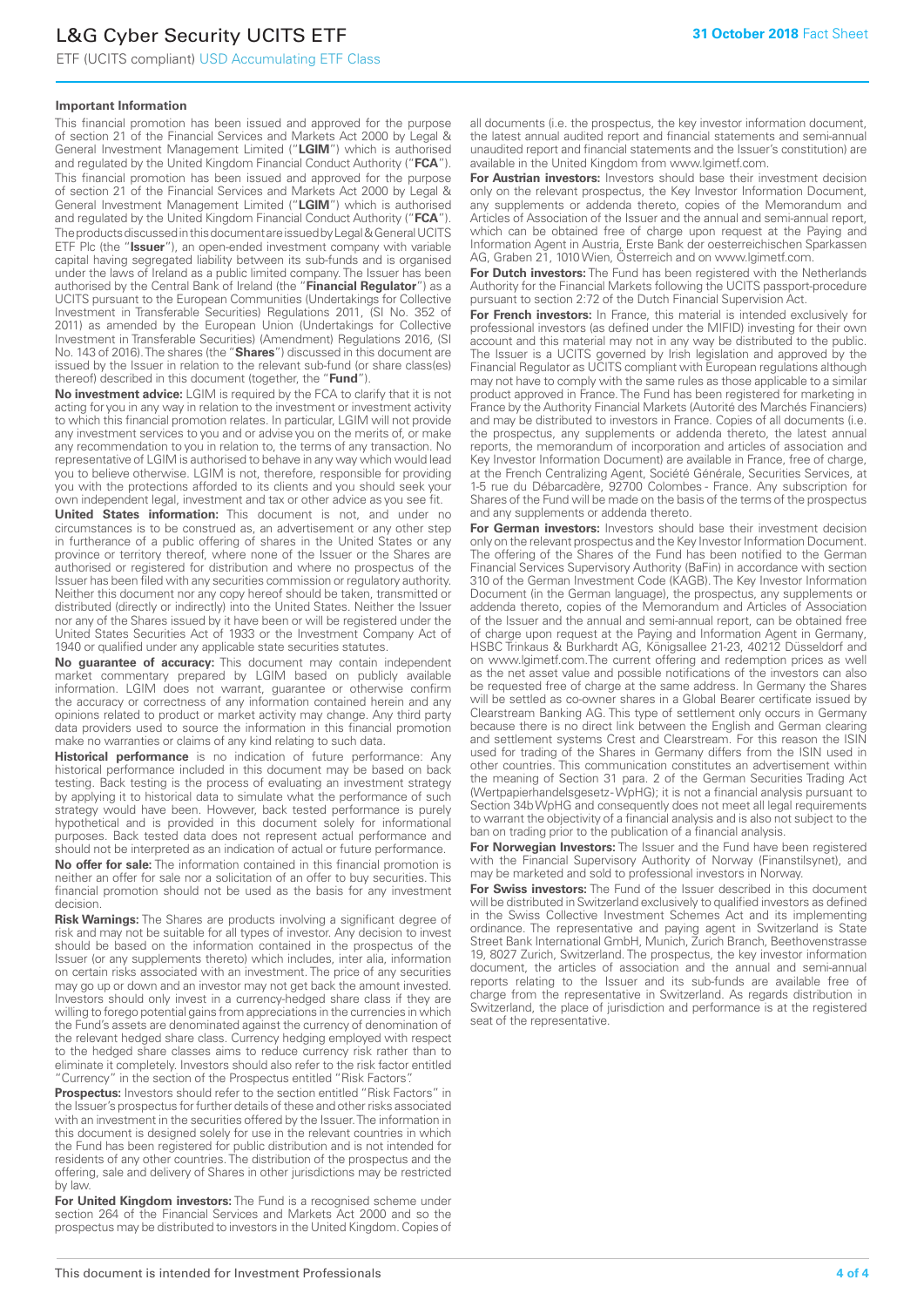## Important Information

This financial promotion has been issued and approved for the purpose of section 21 of the Financial Services and Markets Act 2000 by Legal & General Investment Management Limited ("**LGIM**") which is authorised and regulated by the United Kingdom Financial Conduct Authority ("**FCA**"). This financial promotion has been issued and approved for the purpose of section 21 of the Financial Services and Markets Act 2000 by Legal & General Investment Management Limited ("**LGIM**") which is authorised and regulated by the United Kingdom Financial Conduct Authority ("**FCA**"). The products discussed in this document are issued by Legal & General UCITS ETF Plc (the "**Issuer**"), an open-ended investment company with variable capital having segregated liability between its sub-funds and is organised under the laws of Ireland as a public limited company. The Issuer has been authorised by the Central Bank of Ireland (the "**Financial Regulator**") as a UCITS pursuant to the European Communities (Undertakings for Collective Investment in Transferable Securities) Regulations 2011, (SI No. 352 of 2011) as amended by the European Union (Undertakings for Collective Investment in Transferable Securities) (Amendment) Regulations 2016, (SI No. 143 of 2016). The shares (the "**Shares**") discussed in this document are issued by the Issuer in relation to the relevant sub-fund (or share class(es) thereof) described in this document (together, the "**Fund**").

**No investment advice:** LGIM is required by the FCA to clarify that it is not acting for you in any way in relation to the investment or investment activity to which this financial promotion relates. In particular, LGIM will not provide any investment services to you and or advise you on the merits of, or make any recommendation to you in relation to, the terms of any transaction. No representative of LGIM is authorised to behave in any way which would lead you to believe otherwise. LGIM is not, therefore, responsible for providing you with the protections afforded to its clients and you should seek your own independent legal, investment and tax or other advice as you see fit.

**United States information:** This document is not, and under no circumstances is to be construed as, an advertisement or any other step in furtherance of a public offering of shares in the United States or any province or territory thereof, where none of the Issuer or the Shares are authorised or registered for distribution and where no prospectus of the Issuer has been filed with any securities commission or regulatory authority. Neither this document nor any copy hereof should be taken, transmitted or distributed (directly or indirectly) into the United States. Neither the Issuer nor any of the Shares issued by it have been or will be registered under the United States Securities Act of 1933 or the Investment Company Act of 1940 or qualified under any applicable state securities statutes.

**No guarantee of accuracy:** This document may contain independent market commentary prepared by LGIM based on publicly available information. LGIM does not warrant, guarantee or otherwise confirm the accuracy or correctness of any information contained herein and any opinions related to product or market activity may change. Any third party data providers used to source the information in this financial promotion make no warranties or claims of any kind relating to such data.

**Historical performance** is no indication of future performance: Any historical performance included in this document may be based on back testing. Back testing is the process of evaluating an investment strategy by applying it to historical data to simulate what the performance of such strategy would have been. However, back tested performance is purely hypothetical and is provided in this document solely for informational purposes. Back tested data does not represent actual performance and should not be interpreted as an indication of actual or future performance.

**No offer for sale:** The information contained in this financial promotion is neither an offer for sale nor a solicitation of an offer to buy securities. This financial promotion should not be used as the basis for any investment decision.

**Risk Warnings:** The Shares are products involving a significant degree of risk and may not be suitable for all types of investor. Any decision to invest should be based on the information contained in the prospectus of the Issuer (or any supplements thereto) which includes, inter alia, information on certain risks associated with an investment. The price of any securities may go up or down and an investor may not get back the amount invested. Investors should only invest in a currency-hedged share class if they are willing to forego potential gains from appreciations in the currencies in which the Fund's assets are denominated against the currency of denomination of the relevant hedged share class. Currency hedging employed with respect to the hedged share classes aims to reduce currency risk rather than to eliminate it completely. Investors should also refer to the risk factor entitled "Currency" in the section of the Prospectus entitled "Risk Factors".

**Prospectus:** Investors should refer to the section entitled "Risk Factors" in the Issuer's prospectus for further details of these and other risks associated with an investment in the securities offered by the Issuer. The information in this document is designed solely for use in the relevant countries in which the Fund has been registered for public distribution and is not intended for residents of any other countries. The distribution of the prospectus and the offering, sale and delivery of Shares in other jurisdictions may be restricted by law.

**For United Kingdom investors:** The Fund is a recognised scheme under section 264 of the Financial Services and Markets Act 2000 and so the prospectus may be distributed to investors in the United Kingdom. Copies of all documents (i.e. the prospectus, the key investor information document, the latest annual audited report and financial statements and semi-annual unaudited report and financial statements and the Issuer's constitution) are available in the United Kingdom from www.lgimetf.com.

**For Austrian investors:** Investors should base their investment decision only on the relevant prospectus, the Key Investor Information Document, any supplements or addenda thereto, copies of the Memorandum and Articles of Association of the Issuer and the annual and semi-annual report, which can be obtained free of charge upon request at the Paying and Information Agent in Austria, Erste Bank der oesterreichischen Sparkassen AG, Graben 21, 1010 Wien, Österreich and on www.lgimetf.com.

**For Dutch investors:** The Fund has been registered with the Netherlands Authority for the Financial Markets following the UCITS passport-procedure pursuant to section 2:72 of the Dutch Financial Supervision Act.

**For French investors:** In France, this material is intended exclusively for professional investors (as defined under the MIFID) investing for their own account and this material may not in any way be distributed to the public. The Issuer is a UCITS governed by Irish legislation and approved by the Financial Regulator as UCITS compliant with European regulations although may not have to comply with the same rules as those applicable to a similar product approved in France. The Fund has been registered for marketing in France by the Authority Financial Markets (Autorité des Marchés Financiers) and may be distributed to investors in France. Copies of all documents (i.e. the prospectus, any supplements or addenda thereto, the latest annual reports, the memorandum of incorporation and articles of association and Key Investor Information Document) are available in France, free of charge, at the French Centralizing Agent, Société Générale, Securities Services, at 1-5 rue du Débarcadère, 92700 Colombes - France. Any subscription for Shares of the Fund will be made on the basis of the terms of the prospectus and any supplements or addenda thereto.

**For German investors:** Investors should base their investment decision only on the relevant prospectus and the Key Investor Information Document. The offering of the Shares of the Fund has been notified to the German Financial Services Supervisory Authority (BaFin) in accordance with section 310 of the German Investment Code (KAGB). The Key Investor Information Document (in the German language), the prospectus, any supplements or addenda thereto, copies of the Memorandum and Articles of Association of the Issuer and the annual and semi-annual report, can be obtained free of charge upon request at the Paying and Information Agent in Germany, HSBC Trinkaus & Burkhardt AG, Königsallee 21-23, 40212 Düsseldorf and on www.lgimetf.com.The current offering and redemption prices as well as the net asset value and possible notifications of the investors can also be requested free of charge at the same address. In Germany the Shares will be settled as co-owner shares in a Global Bearer certificate issued by Clearstream Banking AG. This type of settlement only occurs in Germany because there is no direct link between the English and German clearing and settlement systems Crest and Clearstream. For this reason the ISIN used for trading of the Shares in Germany differs from the ISIN used in other countries. This communication constitutes an advertisement within the meaning of Section 31 para. 2 of the German Securities Trading Act (Wertpapierhandelsgesetz - WpHG); it is not a financial analysis pursuant to Section 34b WpHG and consequently does not meet all legal requirements to warrant the objectivity of a financial analysis and is also not subject to the ban on trading prior to the publication of a financial analysis.

**For Norwegian Investors:** The Issuer and the Fund have been registered with the Financial Supervisory Authority of Norway (Finanstilsynet), and may be marketed and sold to professional investors in Norway.

**For Swiss investors:** The Fund of the Issuer described in this document will be distributed in Switzerland exclusively to qualified investors as defined in the Swiss Collective Investment Schemes Act and its implementing ordinance. The representative and paying agent in Switzerland is State Street Bank International GmbH, Munich, Zurich Branch, Beethovenstrasse 19, 8027 Zurich, Switzerland. The prospectus, the key investor information document, the articles of association and the annual and semi-annual reports relating to the Issuer and its sub-funds are available free of charge from the representative in Switzerland. As regards distribution in Switzerland, the place of jurisdiction and performance is at the registered seat of the representative.